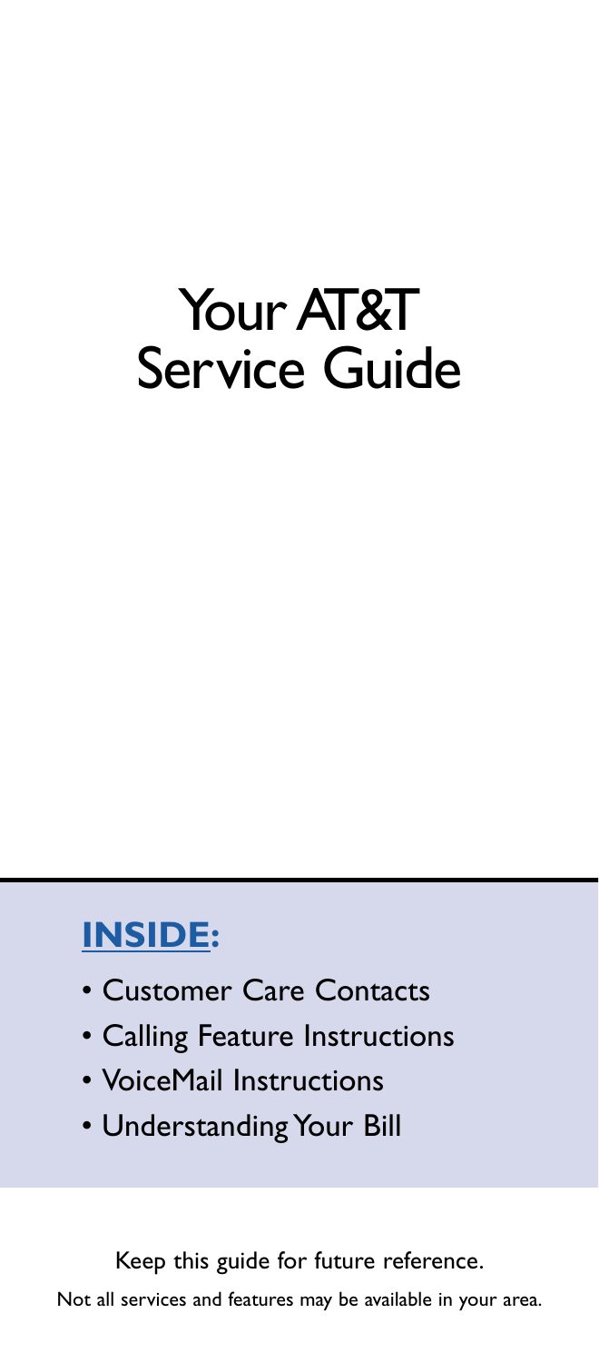# Your AT&T Service Guide

**INSIDE:**

- Customer Care Contacts
- Calling Feature Instructions
- VoiceMail Instructions
- Understanding Your Bill

Keep this guide for future reference.

Not all services and features may be available in your area.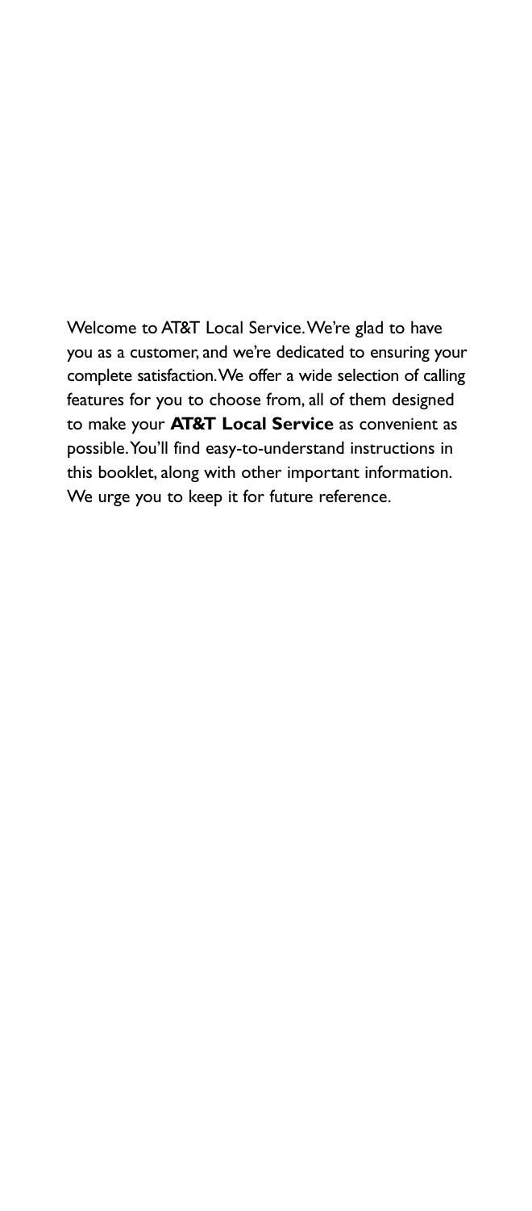Welcome to AT&T Local Service. We're glad to have you as a customer, and we're dedicated to ensuring your complete satisfaction. We offer a wide selection of calling features for you to choose from, all of them designed to make your **AT&T Local Service** as convenient as possible. You'll find easy-to-understand instructions in this booklet, along with other important information. We urge you to keep it for future reference.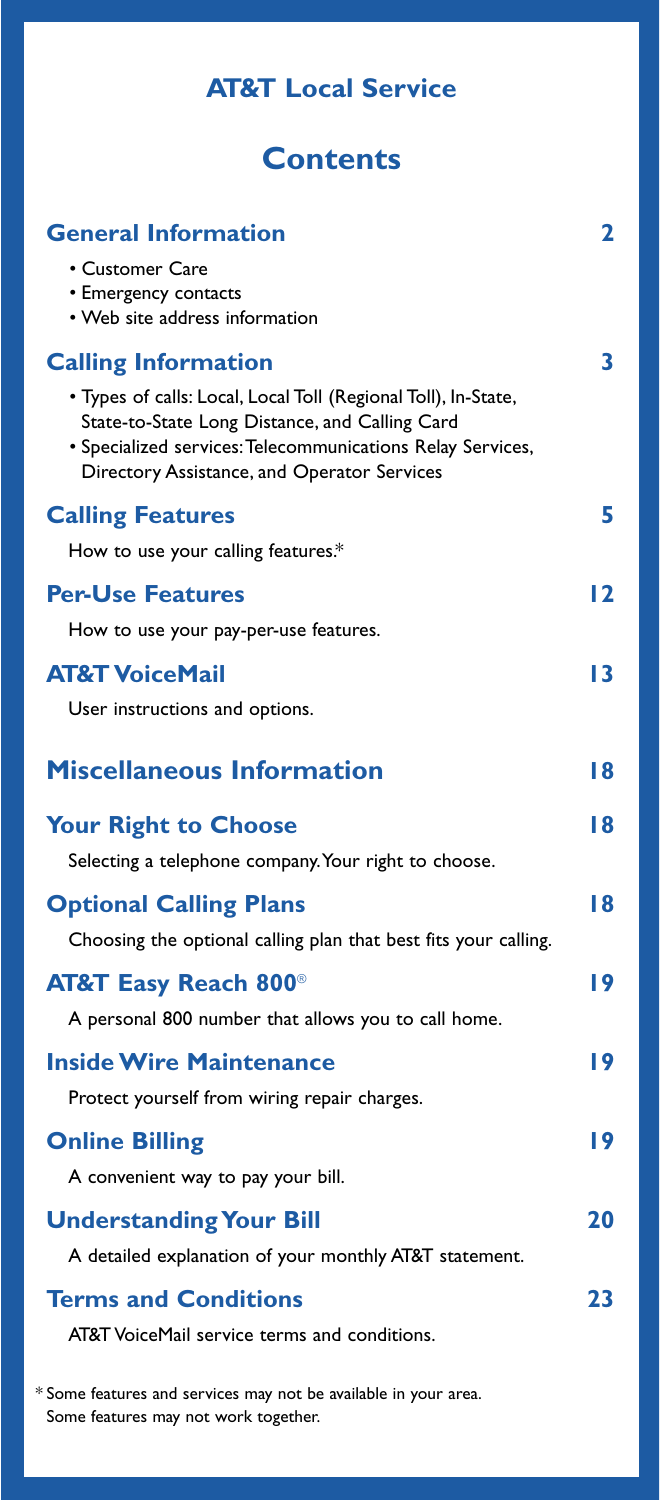# AT&T Local Service

## Contents

| | |
|---|---|
| **General Information**<br>• Customer Care<br>• Emergency contacts<br>• Web site address information | **2** |
| **Calling Information**<br>• Types of calls: Local, Local Toll (Regional Toll), In-State, State-to-State Long Distance, and Calling Card<br>• Specialized services: Telecommunications Relay Services, Directory Assistance, and Operator Services | **3** |
| **Calling Features**<br>How to use your calling features.* | **5** |
| **Per-Use Features**<br>How to use your pay-per-use features. | **12** |
| **AT&T VoiceMail**<br>User instructions and options. | **13** |
| **Miscellaneous Information** | **18** |
| **Your Right to Choose**<br>Selecting a telephone company. Your right to choose. | **18** |
| **Optional Calling Plans**<br>Choosing the optional calling plan that best fits your calling. | **18** |
| **AT&T Easy Reach 800®**<br>A personal 800 number that allows you to call home. | **19** |
| **Inside Wire Maintenance**<br>Protect yourself from wiring repair charges. | **19** |
| **Online Billing**<br>A convenient way to pay your bill. | **19** |
| **Understanding Your Bill**<br>A detailed explanation of your monthly AT&T statement. | **20** |
| **Terms and Conditions**<br>AT&T VoiceMail service terms and conditions. | **23** |

* Some features and services may not be available in your area. Some features may not work together.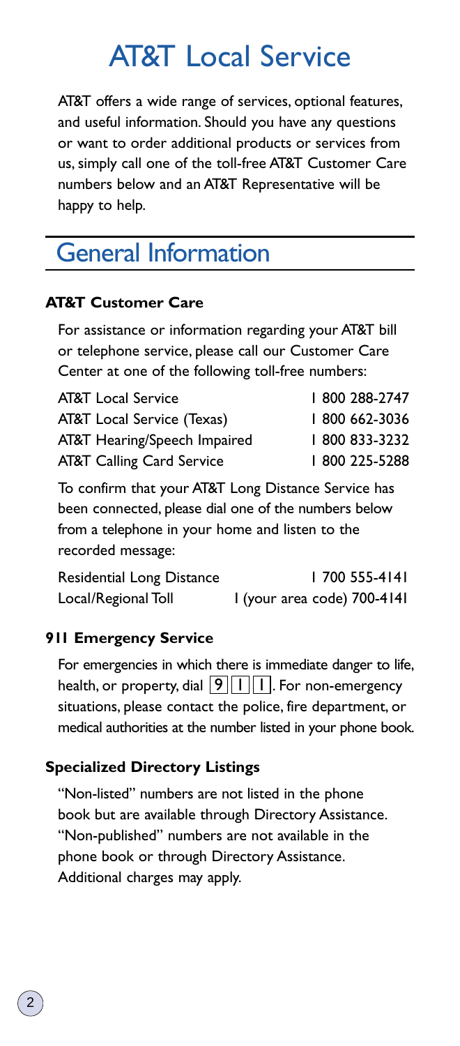# AT&T Local Service

AT&T offers a wide range of services, optional features, and useful information. Should you have any questions or want to order additional products or services from us, simply call one of the toll-free AT&T Customer Care numbers below and an AT&T Representative will be happy to help.

## General Information

### AT&T Customer Care

For assistance or information regarding your AT&T bill or telephone service, please call our Customer Care Center at one of the following toll-free numbers:

| | |
|---|---|
| AT&T Local Service | 1 800 288-2747 |
| AT&T Local Service (Texas) | 1 800 662-3036 |
| AT&T Hearing/Speech Impaired | 1 800 833-3232 |
| AT&T Calling Card Service | 1 800 225-5288 |

To confirm that your AT&T Long Distance Service has been connected, please dial one of the numbers below from a telephone in your home and listen to the recorded message:

| | |
|---|---|
| Residential Long Distance | 1 700 555-4141 |
| Local/Regional Toll | 1 (your area code) 700-4141 |

### 911 Emergency Service

For emergencies in which there is immediate danger to life, health, or property, dial 9 1 1. For non-emergency situations, please contact the police, fire department, or medical authorities at the number listed in your phone book.

### Specialized Directory Listings

"Non-listed" numbers are not listed in the phone book but are available through Directory Assistance. "Non-published" numbers are not available in the phone book or through Directory Assistance. Additional charges may apply.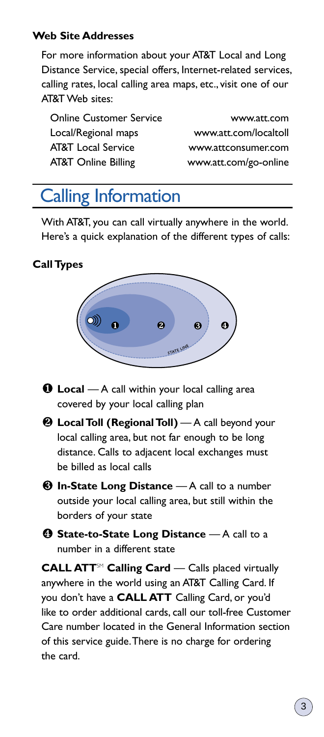**Web Site Addresses**

For more information about your AT&T Local and Long Distance Service, special offers, Internet-related services, calling rates, local calling area maps, etc., visit one of our AT&T Web sites:

| | |
|---|---|
| Online Customer Service | www.att.com |
| Local/Regional maps | www.att.com/localtoll |
| AT&T Local Service | www.attconsumer.com |
| AT&T Online Billing | www.att.com/go-online |

# Calling Information

With AT&T, you can call virtually anywhere in the world. Here's a quick explanation of the different types of calls:

**Call Types**

❶ **Local** — A call within your local calling area covered by your local calling plan

❷ **Local Toll (Regional Toll)** — A call beyond your local calling area, but not far enough to be long distance. Calls to adjacent local exchanges must be billed as local calls

❸ **In-State Long Distance** — A call to a number outside your local calling area, but still within the borders of your state

❹ **State-to-State Long Distance** — A call to a number in a different state

**CALL ATT**℠ **Calling Card** — Calls placed virtually anywhere in the world using an AT&T Calling Card. If you don't have a **CALL ATT** Calling Card, or you'd like to order additional cards, call our toll-free Customer Care number located in the General Information section of this service guide. There is no charge for ordering the card.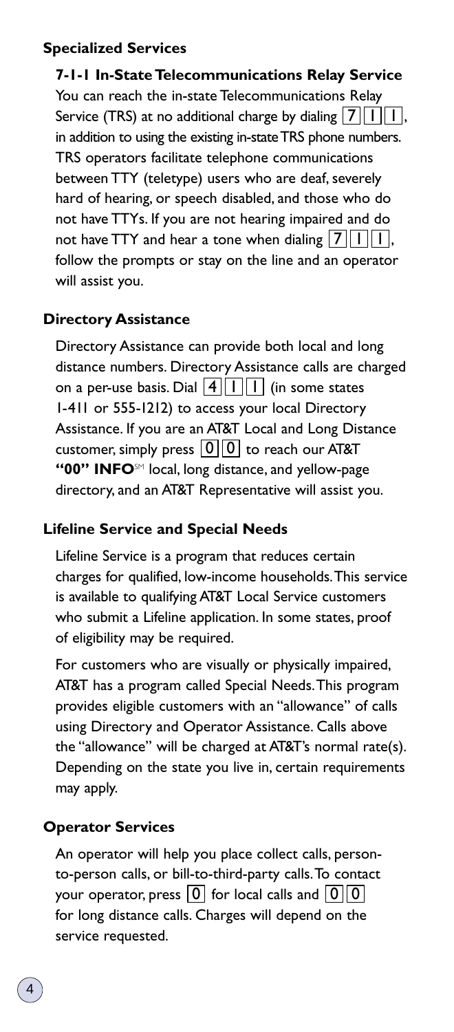## Specialized Services

### 7-1-1 In-State Telecommunications Relay Service

You can reach the in-state Telecommunications Relay Service (TRS) at no additional charge by dialing 7 1 1, in addition to using the existing in-state TRS phone numbers. TRS operators facilitate telephone communications between TTY (teletype) users who are deaf, severely hard of hearing, or speech disabled, and those who do not have TTYs. If you are not hearing impaired and do not have TTY and hear a tone when dialing 7 1 1, follow the prompts or stay on the line and an operator will assist you.

## Directory Assistance

Directory Assistance can provide both local and long distance numbers. Directory Assistance calls are charged on a per-use basis. Dial 4 1 1 (in some states 1-411 or 555-1212) to access your local Directory Assistance. If you are an AT&T Local and Long Distance customer, simply press 0 0 to reach our AT&T **"00" INFO**℠ local, long distance, and yellow-page directory, and an AT&T Representative will assist you.

## Lifeline Service and Special Needs

Lifeline Service is a program that reduces certain charges for qualified, low-income households. This service is available to qualifying AT&T Local Service customers who submit a Lifeline application. In some states, proof of eligibility may be required.

For customers who are visually or physically impaired, AT&T has a program called Special Needs. This program provides eligible customers with an "allowance" of calls using Directory and Operator Assistance. Calls above the "allowance" will be charged at AT&T's normal rate(s). Depending on the state you live in, certain requirements may apply.

## Operator Services

An operator will help you place collect calls, person-to-person calls, or bill-to-third-party calls. To contact your operator, press 0 for local calls and 0 0 for long distance calls. Charges will depend on the service requested.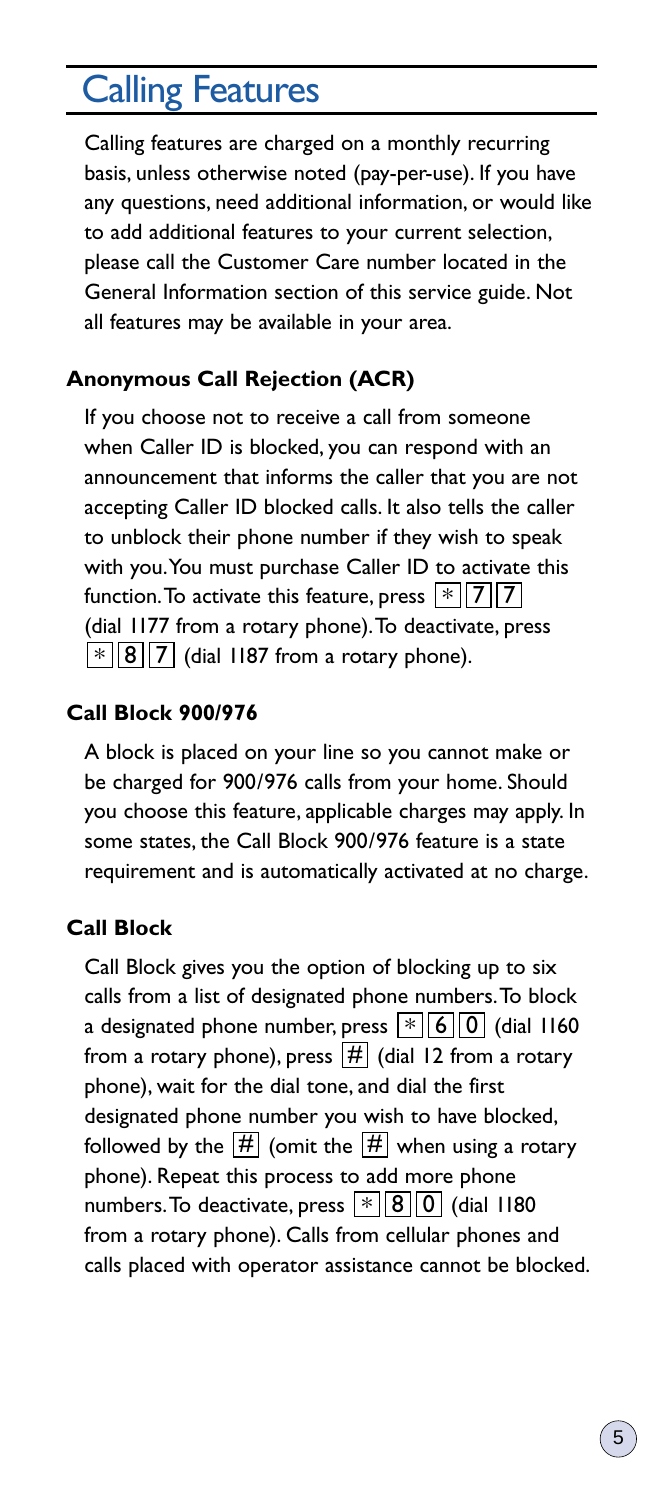# Calling Features

Calling features are charged on a monthly recurring basis, unless otherwise noted (pay-per-use). If you have any questions, need additional information, or would like to add additional features to your current selection, please call the Customer Care number located in the General Information section of this service guide. Not all features may be available in your area.

### Anonymous Call Rejection (ACR)

If you choose not to receive a call from someone when Caller ID is blocked, you can respond with an announcement that informs the caller that you are not accepting Caller ID blocked calls. It also tells the caller to unblock their phone number if they wish to speak with you. You must purchase Caller ID to activate this function. To activate this feature, press * 7 7 (dial 1177 from a rotary phone). To deactivate, press * 8 7 (dial 1187 from a rotary phone).

### Call Block 900/976

A block is placed on your line so you cannot make or be charged for 900/976 calls from your home. Should you choose this feature, applicable charges may apply. In some states, the Call Block 900/976 feature is a state requirement and is automatically activated at no charge.

### Call Block

Call Block gives you the option of blocking up to six calls from a list of designated phone numbers. To block a designated phone number, press * 6 0 (dial 1160 from a rotary phone), press # (dial 12 from a rotary phone), wait for the dial tone, and dial the first designated phone number you wish to have blocked, followed by the # (omit the # when using a rotary phone). Repeat this process to add more phone numbers. To deactivate, press * 8 0 (dial 1180 from a rotary phone). Calls from cellular phones and calls placed with operator assistance cannot be blocked.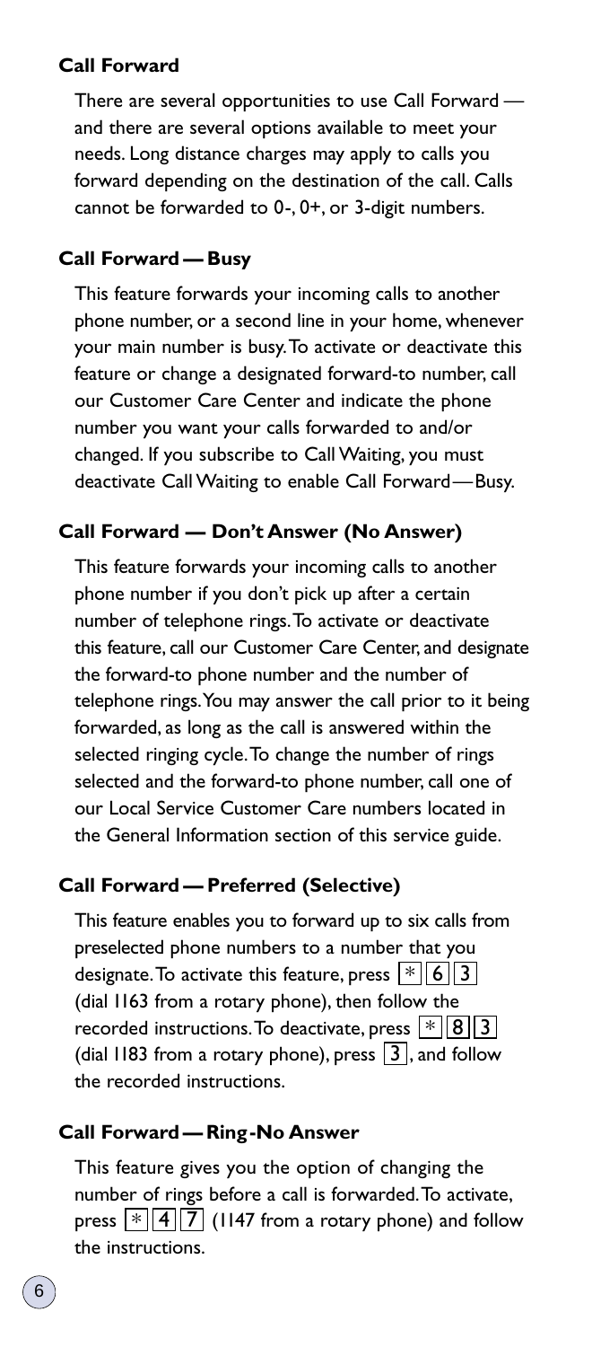### Call Forward

There are several opportunities to use Call Forward — and there are several options available to meet your needs. Long distance charges may apply to calls you forward depending on the destination of the call. Calls cannot be forwarded to 0-, 0+, or 3-digit numbers.

### Call Forward — Busy

This feature forwards your incoming calls to another phone number, or a second line in your home, whenever your main number is busy. To activate or deactivate this feature or change a designated forward-to number, call our Customer Care Center and indicate the phone number you want your calls forwarded to and/or changed. If you subscribe to Call Waiting, you must deactivate Call Waiting to enable Call Forward — Busy.

### Call Forward — Don't Answer (No Answer)

This feature forwards your incoming calls to another phone number if you don't pick up after a certain number of telephone rings. To activate or deactivate this feature, call our Customer Care Center, and designate the forward-to phone number and the number of telephone rings. You may answer the call prior to it being forwarded, as long as the call is answered within the selected ringing cycle. To change the number of rings selected and the forward-to phone number, call one of our Local Service Customer Care numbers located in the General Information section of this service guide.

### Call Forward — Preferred (Selective)

This feature enables you to forward up to six calls from preselected phone numbers to a number that you designate. To activate this feature, press * 6 3 (dial 1163 from a rotary phone), then follow the recorded instructions. To deactivate, press * 8 3 (dial 1183 from a rotary phone), press 3, and follow the recorded instructions.

### Call Forward — Ring-No Answer

This feature gives you the option of changing the number of rings before a call is forwarded. To activate, press * 4 7 (1147 from a rotary phone) and follow the instructions.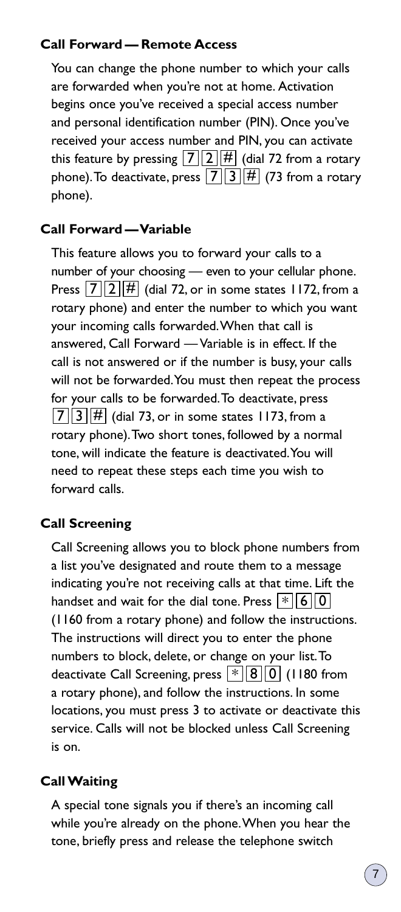### Call Forward — Remote Access

You can change the phone number to which your calls are forwarded when you're not at home. Activation begins once you've received a special access number and personal identification number (PIN). Once you've received your access number and PIN, you can activate this feature by pressing 7 2 # (dial 72 from a rotary phone). To deactivate, press 7 3 # (73 from a rotary phone).

### Call Forward — Variable

This feature allows you to forward your calls to a number of your choosing — even to your cellular phone. Press 7 2 # (dial 72, or in some states 1172, from a rotary phone) and enter the number to which you want your incoming calls forwarded. When that call is answered, Call Forward — Variable is in effect. If the call is not answered or if the number is busy, your calls will not be forwarded. You must then repeat the process for your calls to be forwarded. To deactivate, press 7 3 # (dial 73, or in some states 1173, from a rotary phone). Two short tones, followed by a normal tone, will indicate the feature is deactivated. You will need to repeat these steps each time you wish to forward calls.

### Call Screening

Call Screening allows you to block phone numbers from a list you've designated and route them to a message indicating you're not receiving calls at that time. Lift the handset and wait for the dial tone. Press * 6 0 (1160 from a rotary phone) and follow the instructions. The instructions will direct you to enter the phone numbers to block, delete, or change on your list. To deactivate Call Screening, press * 8 0 (1180 from a rotary phone), and follow the instructions. In some locations, you must press 3 to activate or deactivate this service. Calls will not be blocked unless Call Screening is on.

### Call Waiting

A special tone signals you if there's an incoming call while you're already on the phone. When you hear the tone, briefly press and release the telephone switch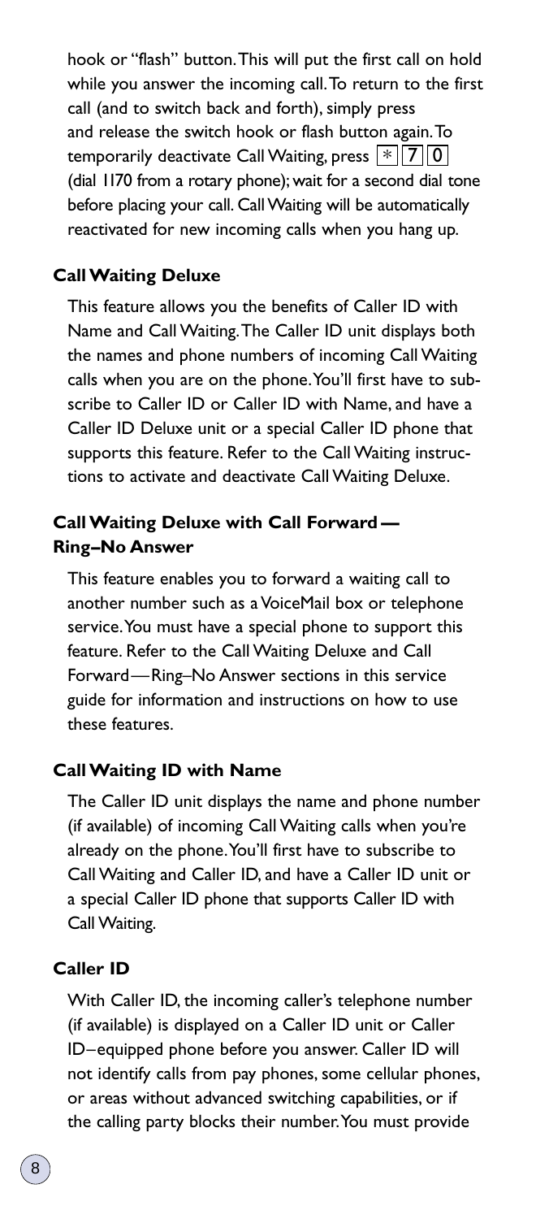hook or "flash" button. This will put the first call on hold while you answer the incoming call. To return to the first call (and to switch back and forth), simply press and release the switch hook or flash button again. To temporarily deactivate Call Waiting, press * 7 0 (dial 1170 from a rotary phone); wait for a second dial tone before placing your call. Call Waiting will be automatically reactivated for new incoming calls when you hang up.

### Call Waiting Deluxe

This feature allows you the benefits of Caller ID with Name and Call Waiting. The Caller ID unit displays both the names and phone numbers of incoming Call Waiting calls when you are on the phone. You'll first have to subscribe to Caller ID or Caller ID with Name, and have a Caller ID Deluxe unit or a special Caller ID phone that supports this feature. Refer to the Call Waiting instructions to activate and deactivate Call Waiting Deluxe.

### Call Waiting Deluxe with Call Forward — Ring–No Answer

This feature enables you to forward a waiting call to another number such as a VoiceMail box or telephone service. You must have a special phone to support this feature. Refer to the Call Waiting Deluxe and Call Forward — Ring–No Answer sections in this service guide for information and instructions on how to use these features.

### Call Waiting ID with Name

The Caller ID unit displays the name and phone number (if available) of incoming Call Waiting calls when you're already on the phone. You'll first have to subscribe to Call Waiting and Caller ID, and have a Caller ID unit or a special Caller ID phone that supports Caller ID with Call Waiting.

### Caller ID

With Caller ID, the incoming caller's telephone number (if available) is displayed on a Caller ID unit or Caller ID–equipped phone before you answer. Caller ID will not identify calls from pay phones, some cellular phones, or areas without advanced switching capabilities, or if the calling party blocks their number. You must provide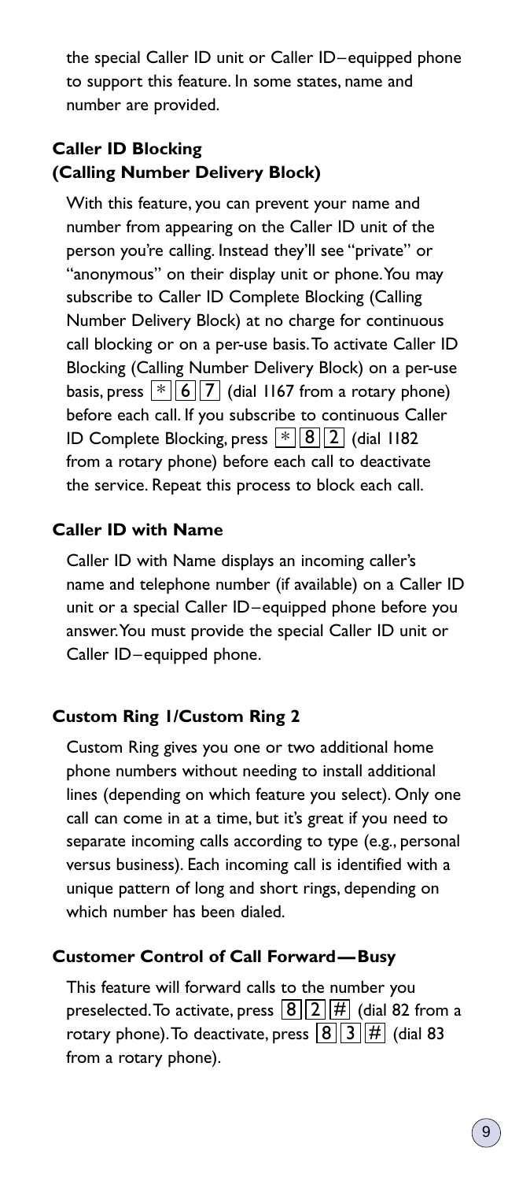the special Caller ID unit or Caller ID–equipped phone to support this feature. In some states, name and number are provided.

**Caller ID Blocking (Calling Number Delivery Block)**

With this feature, you can prevent your name and number from appearing on the Caller ID unit of the person you're calling. Instead they'll see "private" or "anonymous" on their display unit or phone. You may subscribe to Caller ID Complete Blocking (Calling Number Delivery Block) at no charge for continuous call blocking or on a per-use basis. To activate Caller ID Blocking (Calling Number Delivery Block) on a per-use basis, press * 6 7 (dial 1167 from a rotary phone) before each call. If you subscribe to continuous Caller ID Complete Blocking, press * 8 2 (dial 1182 from a rotary phone) before each call to deactivate the service. Repeat this process to block each call.

**Caller ID with Name**

Caller ID with Name displays an incoming caller's name and telephone number (if available) on a Caller ID unit or a special Caller ID–equipped phone before you answer. You must provide the special Caller ID unit or Caller ID–equipped phone.

**Custom Ring 1/Custom Ring 2**

Custom Ring gives you one or two additional home phone numbers without needing to install additional lines (depending on which feature you select). Only one call can come in at a time, but it's great if you need to separate incoming calls according to type (e.g., personal versus business). Each incoming call is identified with a unique pattern of long and short rings, depending on which number has been dialed.

**Customer Control of Call Forward—Busy**

This feature will forward calls to the number you preselected. To activate, press 8 2 # (dial 82 from a rotary phone). To deactivate, press 8 3 # (dial 83 from a rotary phone).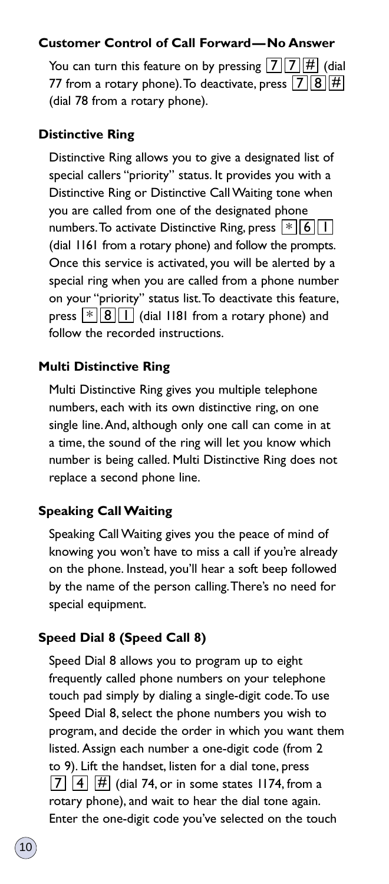### Customer Control of Call Forward—No Answer

You can turn this feature on by pressing 7 7 # (dial 77 from a rotary phone). To deactivate, press 7 8 # (dial 78 from a rotary phone).

### Distinctive Ring

Distinctive Ring allows you to give a designated list of special callers "priority" status. It provides you with a Distinctive Ring or Distinctive Call Waiting tone when you are called from one of the designated phone numbers. To activate Distinctive Ring, press * 6 1 (dial 1161 from a rotary phone) and follow the prompts. Once this service is activated, you will be alerted by a special ring when you are called from a phone number on your "priority" status list. To deactivate this feature, press * 8 1 (dial 1181 from a rotary phone) and follow the recorded instructions.

### Multi Distinctive Ring

Multi Distinctive Ring gives you multiple telephone numbers, each with its own distinctive ring, on one single line. And, although only one call can come in at a time, the sound of the ring will let you know which number is being called. Multi Distinctive Ring does not replace a second phone line.

### Speaking Call Waiting

Speaking Call Waiting gives you the peace of mind of knowing you won't have to miss a call if you're already on the phone. Instead, you'll hear a soft beep followed by the name of the person calling. There's no need for special equipment.

### Speed Dial 8 (Speed Call 8)

Speed Dial 8 allows you to program up to eight frequently called phone numbers on your telephone touch pad simply by dialing a single-digit code. To use Speed Dial 8, select the phone numbers you wish to program, and decide the order in which you want them listed. Assign each number a one-digit code (from 2 to 9). Lift the handset, listen for a dial tone, press 7 4 # (dial 74, or in some states 1174, from a rotary phone), and wait to hear the dial tone again. Enter the one-digit code you've selected on the touch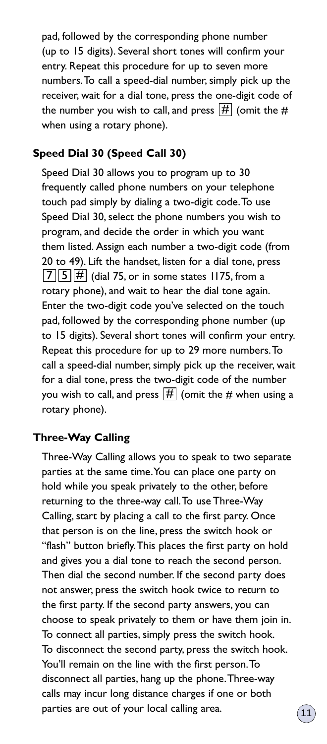pad, followed by the corresponding phone number (up to 15 digits). Several short tones will confirm your entry. Repeat this procedure for up to seven more numbers. To call a speed-dial number, simply pick up the receiver, wait for a dial tone, press the one-digit code of the number you wish to call, and press # (omit the # when using a rotary phone).

### Speed Dial 30 (Speed Call 30)

Speed Dial 30 allows you to program up to 30 frequently called phone numbers on your telephone touch pad simply by dialing a two-digit code. To use Speed Dial 30, select the phone numbers you wish to program, and decide the order in which you want them listed. Assign each number a two-digit code (from 20 to 49). Lift the handset, listen for a dial tone, press 7 5 # (dial 75, or in some states 1175, from a rotary phone), and wait to hear the dial tone again. Enter the two-digit code you've selected on the touch pad, followed by the corresponding phone number (up to 15 digits). Several short tones will confirm your entry. Repeat this procedure for up to 29 more numbers. To call a speed-dial number, simply pick up the receiver, wait for a dial tone, press the two-digit code of the number you wish to call, and press # (omit the # when using a rotary phone).

### Three-Way Calling

Three-Way Calling allows you to speak to two separate parties at the same time. You can place one party on hold while you speak privately to the other, before returning to the three-way call. To use Three-Way Calling, start by placing a call to the first party. Once that person is on the line, press the switch hook or "flash" button briefly. This places the first party on hold and gives you a dial tone to reach the second person. Then dial the second number. If the second party does not answer, press the switch hook twice to return to the first party. If the second party answers, you can choose to speak privately to them or have them join in. To connect all parties, simply press the switch hook. To disconnect the second party, press the switch hook. You'll remain on the line with the first person. To disconnect all parties, hang up the phone. Three-way calls may incur long distance charges if one or both parties are out of your local calling area.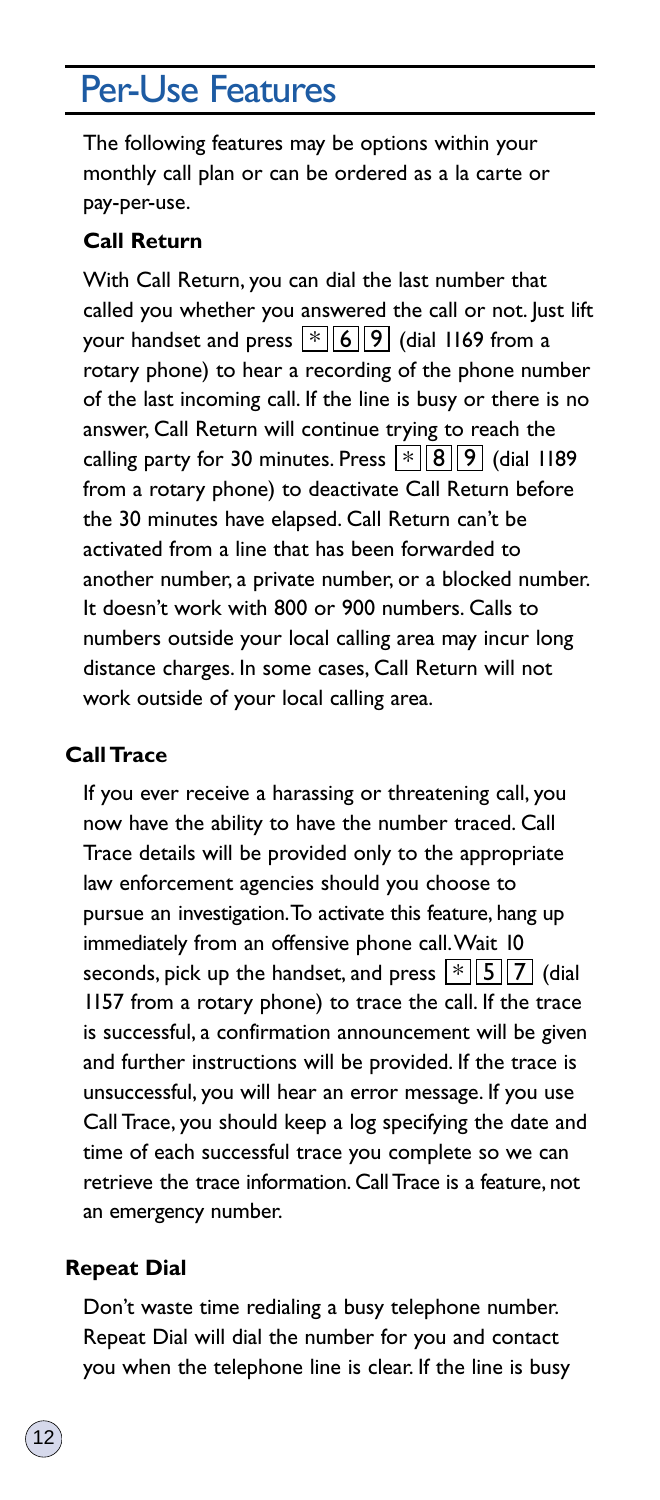# Per-Use Features

The following features may be options within your monthly call plan or can be ordered as a la carte or pay-per-use.

**Call Return**

With Call Return, you can dial the last number that called you whether you answered the call or not. Just lift your handset and press * 6 9 (dial 1169 from a rotary phone) to hear a recording of the phone number of the last incoming call. If the line is busy or there is no answer, Call Return will continue trying to reach the calling party for 30 minutes. Press * 8 9 (dial 1189 from a rotary phone) to deactivate Call Return before the 30 minutes have elapsed. Call Return can't be activated from a line that has been forwarded to another number, a private number, or a blocked number. It doesn't work with 800 or 900 numbers. Calls to numbers outside your local calling area may incur long distance charges. In some cases, Call Return will not work outside of your local calling area.

**Call Trace**

If you ever receive a harassing or threatening call, you now have the ability to have the number traced. Call Trace details will be provided only to the appropriate law enforcement agencies should you choose to pursue an investigation. To activate this feature, hang up immediately from an offensive phone call. Wait 10 seconds, pick up the handset, and press * 5 7 (dial 1157 from a rotary phone) to trace the call. If the trace is successful, a confirmation announcement will be given and further instructions will be provided. If the trace is unsuccessful, you will hear an error message. If you use Call Trace, you should keep a log specifying the date and time of each successful trace you complete so we can retrieve the trace information. Call Trace is a feature, not an emergency number.

**Repeat Dial**

Don't waste time redialing a busy telephone number. Repeat Dial will dial the number for you and contact you when the telephone line is clear. If the line is busy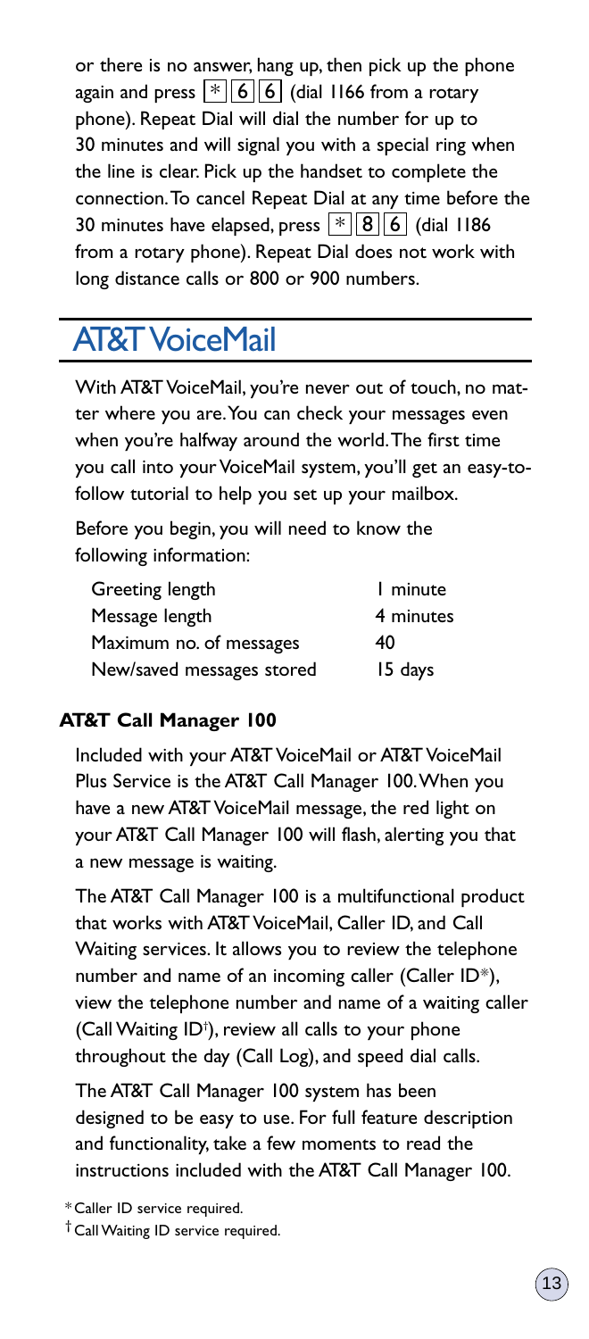or there is no answer, hang up, then pick up the phone again and press * 6 6 (dial 1166 from a rotary phone). Repeat Dial will dial the number for up to 30 minutes and will signal you with a special ring when the line is clear. Pick up the handset to complete the connection. To cancel Repeat Dial at any time before the 30 minutes have elapsed, press * 8 6 (dial 1186 from a rotary phone). Repeat Dial does not work with long distance calls or 800 or 900 numbers.

## AT&T VoiceMail

With AT&T VoiceMail, you're never out of touch, no matter where you are. You can check your messages even when you're halfway around the world. The first time you call into your VoiceMail system, you'll get an easy-to-follow tutorial to help you set up your mailbox.

Before you begin, you will need to know the following information:

| | |
|---|---|
| Greeting length | 1 minute |
| Message length | 4 minutes |
| Maximum no. of messages | 40 |
| New/saved messages stored | 15 days |

### AT&T Call Manager 100

Included with your AT&T VoiceMail or AT&T VoiceMail Plus Service is the AT&T Call Manager 100. When you have a new AT&T VoiceMail message, the red light on your AT&T Call Manager 100 will flash, alerting you that a new message is waiting.

The AT&T Call Manager 100 is a multifunctional product that works with AT&T VoiceMail, Caller ID, and Call Waiting services. It allows you to review the telephone number and name of an incoming caller (Caller ID*), view the telephone number and name of a waiting caller (Call Waiting ID†), review all calls to your phone throughout the day (Call Log), and speed dial calls.

The AT&T Call Manager 100 system has been designed to be easy to use. For full feature description and functionality, take a few moments to read the instructions included with the AT&T Call Manager 100.

* Caller ID service required.

† Call Waiting ID service required.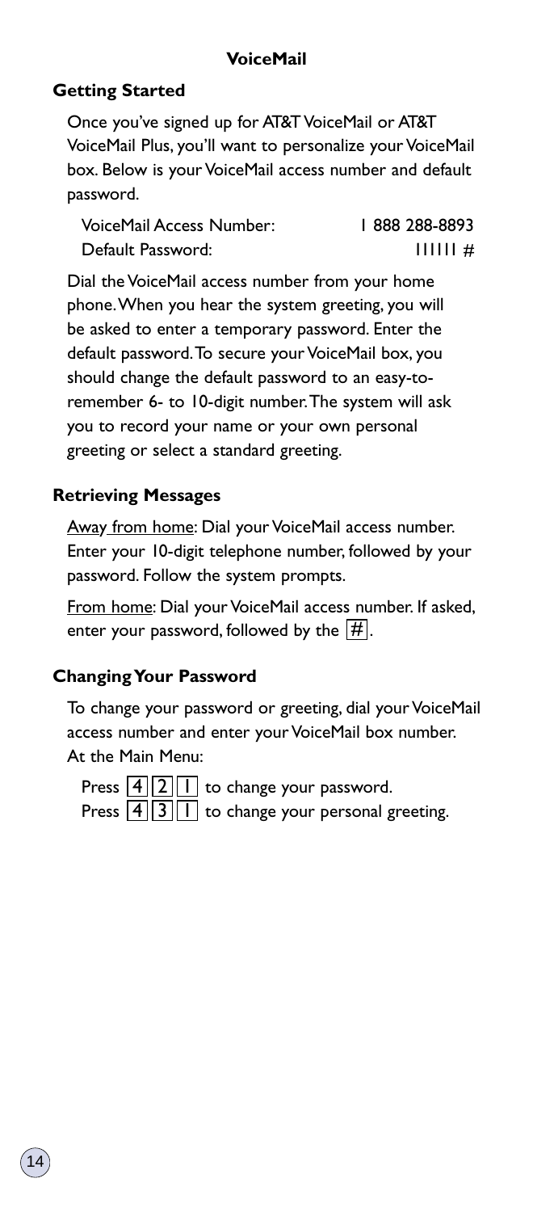## VoiceMail

### Getting Started

Once you've signed up for AT&T VoiceMail or AT&T VoiceMail Plus, you'll want to personalize your VoiceMail box. Below is your VoiceMail access number and default password.

| | |
|---|---|
| VoiceMail Access Number: | 1 888 288-8893 |
| Default Password: | 111111 # |

Dial the VoiceMail access number from your home phone. When you hear the system greeting, you will be asked to enter a temporary password. Enter the default password. To secure your VoiceMail box, you should change the default password to an easy-to-remember 6- to 10-digit number. The system will ask you to record your name or your own personal greeting or select a standard greeting.

### Retrieving Messages

Away from home: Dial your VoiceMail access number. Enter your 10-digit telephone number, followed by your password. Follow the system prompts.

From home: Dial your VoiceMail access number. If asked, enter your password, followed by the #.

### Changing Your Password

To change your password or greeting, dial your VoiceMail access number and enter your VoiceMail box number. At the Main Menu:

Press 4 2 1 to change your password.
Press 4 3 1 to change your personal greeting.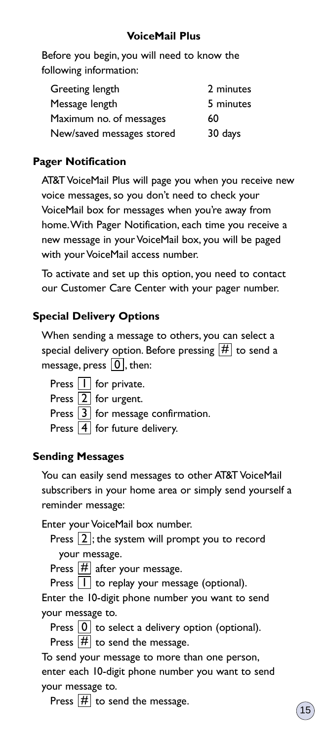## VoiceMail Plus

Before you begin, you will need to know the following information:

| | |
|---|---|
| Greeting length | 2 minutes |
| Message length | 5 minutes |
| Maximum no. of messages | 60 |
| New/saved messages stored | 30 days |

### Pager Notification

AT&T VoiceMail Plus will page you when you receive new voice messages, so you don't need to check your VoiceMail box for messages when you're away from home. With Pager Notification, each time you receive a new message in your VoiceMail box, you will be paged with your VoiceMail access number.

To activate and set up this option, you need to contact our Customer Care Center with your pager number.

### Special Delivery Options

When sending a message to others, you can select a special delivery option. Before pressing # to send a message, press 0, then:

- Press 1 for private.
- Press 2 for urgent.
- Press 3 for message confirmation.
- Press 4 for future delivery.

### Sending Messages

You can easily send messages to other AT&T VoiceMail subscribers in your home area or simply send yourself a reminder message:

Enter your VoiceMail box number.

- Press 2; the system will prompt you to record your message.
- Press # after your message.
- Press 1 to replay your message (optional).

Enter the 10-digit phone number you want to send your message to.

- Press 0 to select a delivery option (optional).
- Press # to send the message.

To send your message to more than one person, enter each 10-digit phone number you want to send your message to.

- Press # to send the message.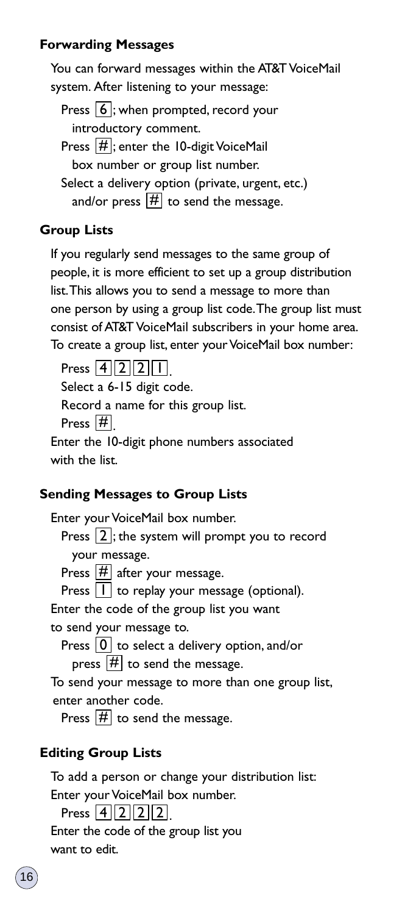### Forwarding Messages

You can forward messages within the AT&T VoiceMail system. After listening to your message:

Press 6; when prompted, record your introductory comment.
Press #; enter the 10-digit VoiceMail box number or group list number.
Select a delivery option (private, urgent, etc.) and/or press # to send the message.

### Group Lists

If you regularly send messages to the same group of people, it is more efficient to set up a group distribution list. This allows you to send a message to more than one person by using a group list code. The group list must consist of AT&T VoiceMail subscribers in your home area. To create a group list, enter your VoiceMail box number:

Press 4 2 2 1.
Select a 6-15 digit code.
Record a name for this group list.
Press #.
Enter the 10-digit phone numbers associated with the list.

### Sending Messages to Group Lists

Enter your VoiceMail box number.
Press 2; the system will prompt you to record your message.
Press # after your message.
Press 1 to replay your message (optional).
Enter the code of the group list you want to send your message to.
Press 0 to select a delivery option, and/or press # to send the message.
To send your message to more than one group list, enter another code.
Press # to send the message.

### Editing Group Lists

To add a person or change your distribution list:
Enter your VoiceMail box number.
Press 4 2 2 2.
Enter the code of the group list you want to edit.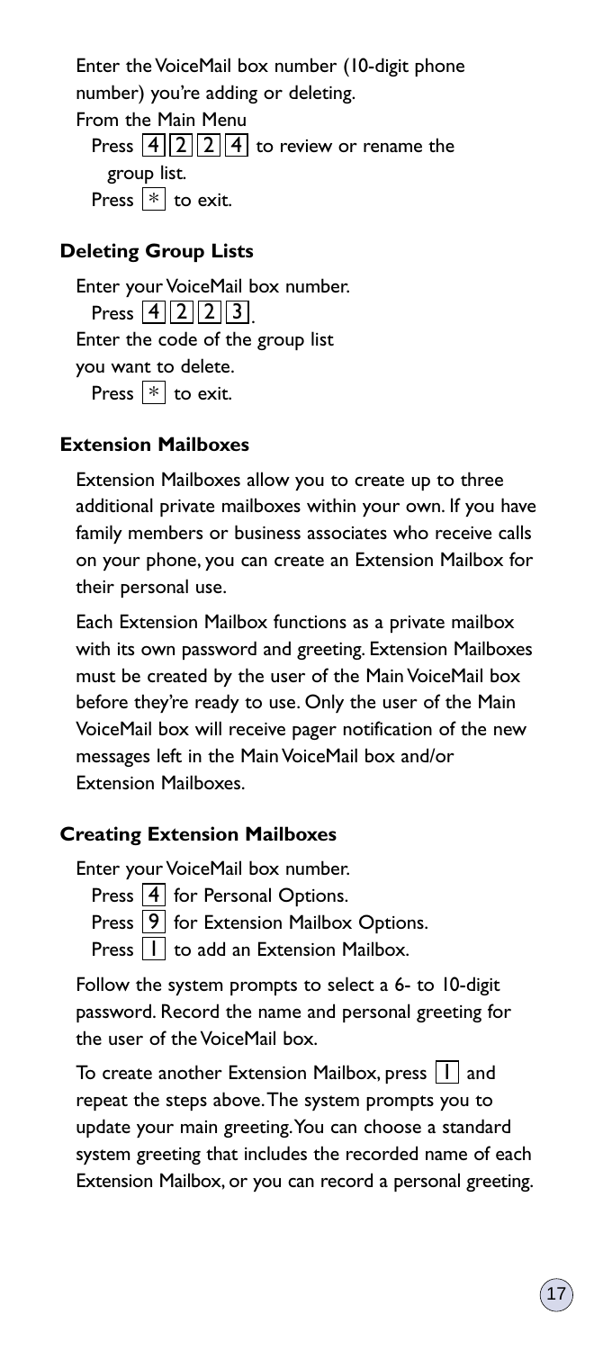Enter the VoiceMail box number (10-digit phone number) you're adding or deleting.

From the Main Menu

Press 4 2 2 4 to review or rename the group list.

Press * to exit.

### Deleting Group Lists

Enter your VoiceMail box number.

Press 4 2 2 3.

Enter the code of the group list you want to delete.

Press * to exit.

### Extension Mailboxes

Extension Mailboxes allow you to create up to three additional private mailboxes within your own. If you have family members or business associates who receive calls on your phone, you can create an Extension Mailbox for their personal use.

Each Extension Mailbox functions as a private mailbox with its own password and greeting. Extension Mailboxes must be created by the user of the Main VoiceMail box before they're ready to use. Only the user of the Main VoiceMail box will receive pager notification of the new messages left in the Main VoiceMail box and/or Extension Mailboxes.

### Creating Extension Mailboxes

Enter your VoiceMail box number.

Press 4 for Personal Options.

Press 9 for Extension Mailbox Options.

Press 1 to add an Extension Mailbox.

Follow the system prompts to select a 6- to 10-digit password. Record the name and personal greeting for the user of the VoiceMail box.

To create another Extension Mailbox, press 1 and repeat the steps above. The system prompts you to update your main greeting. You can choose a standard system greeting that includes the recorded name of each Extension Mailbox, or you can record a personal greeting.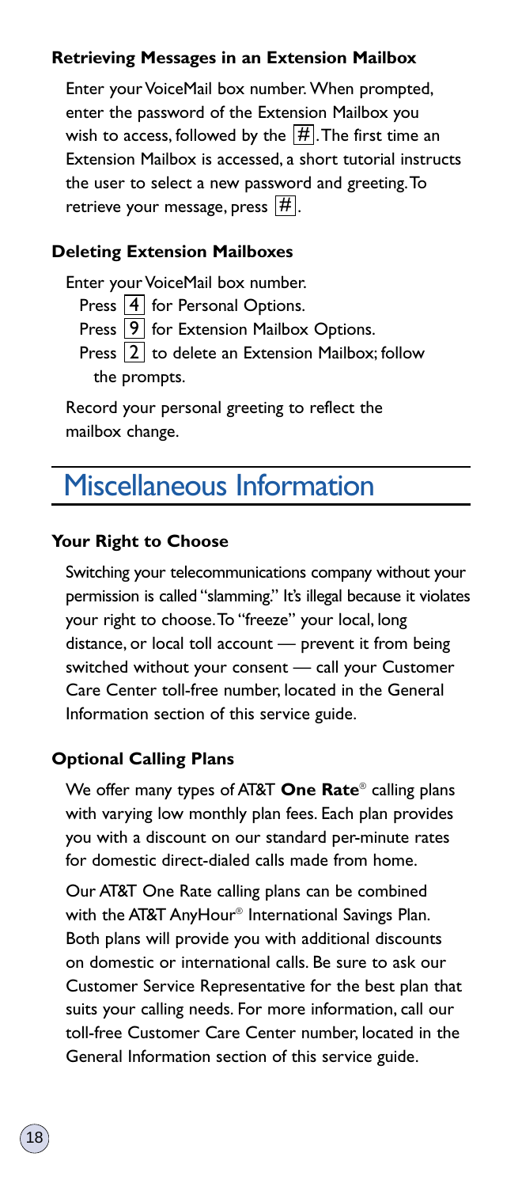#### Retrieving Messages in an Extension Mailbox

Enter your VoiceMail box number. When prompted, enter the password of the Extension Mailbox you wish to access, followed by the #. The first time an Extension Mailbox is accessed, a short tutorial instructs the user to select a new password and greeting. To retrieve your message, press #.

#### Deleting Extension Mailboxes

Enter your VoiceMail box number.

- Press 4 for Personal Options.
- Press 9 for Extension Mailbox Options.
- Press 2 to delete an Extension Mailbox; follow the prompts.

Record your personal greeting to reflect the mailbox change.

## Miscellaneous Information

#### Your Right to Choose

Switching your telecommunications company without your permission is called "slamming." It's illegal because it violates your right to choose. To "freeze" your local, long distance, or local toll account — prevent it from being switched without your consent — call your Customer Care Center toll-free number, located in the General Information section of this service guide.

#### Optional Calling Plans

We offer many types of AT&T **One Rate**® calling plans with varying low monthly plan fees. Each plan provides you with a discount on our standard per-minute rates for domestic direct-dialed calls made from home.

Our AT&T One Rate calling plans can be combined with the AT&T AnyHour® International Savings Plan. Both plans will provide you with additional discounts on domestic or international calls. Be sure to ask our Customer Service Representative for the best plan that suits your calling needs. For more information, call our toll-free Customer Care Center number, located in the General Information section of this service guide.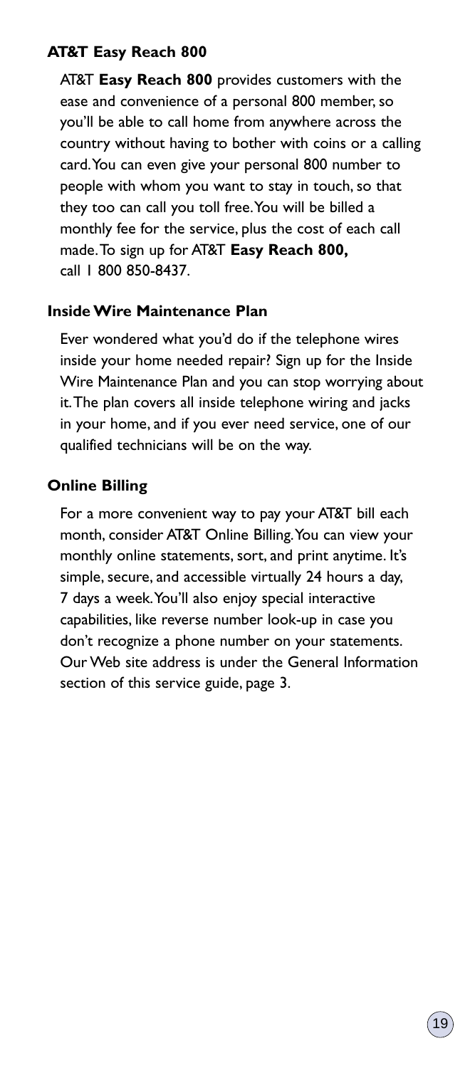### AT&T Easy Reach 800

AT&T **Easy Reach 800** provides customers with the ease and convenience of a personal 800 member, so you'll be able to call home from anywhere across the country without having to bother with coins or a calling card. You can even give your personal 800 number to people with whom you want to stay in touch, so that they too can call you toll free. You will be billed a monthly fee for the service, plus the cost of each call made. To sign up for AT&T **Easy Reach 800,** call 1 800 850-8437.

### Inside Wire Maintenance Plan

Ever wondered what you'd do if the telephone wires inside your home needed repair? Sign up for the Inside Wire Maintenance Plan and you can stop worrying about it. The plan covers all inside telephone wiring and jacks in your home, and if you ever need service, one of our qualified technicians will be on the way.

### Online Billing

For a more convenient way to pay your AT&T bill each month, consider AT&T Online Billing. You can view your monthly online statements, sort, and print anytime. It's simple, secure, and accessible virtually 24 hours a day, 7 days a week. You'll also enjoy special interactive capabilities, like reverse number look-up in case you don't recognize a phone number on your statements. Our Web site address is under the General Information section of this service guide, page 3.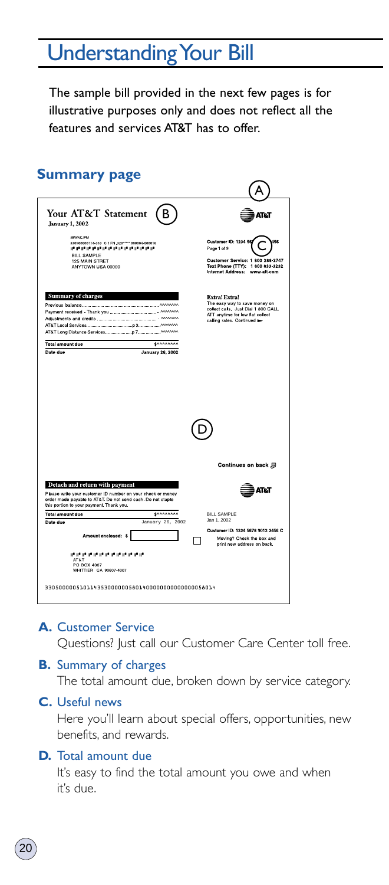# Understanding Your Bill

The sample bill provided in the next few pages is for illustrative purposes only and does not reflect all the features and services AT&T has to offer.

## Summary page

**Your AT&T Statement** (B)
January 1, 2002

#BWNCJFM
330500000116-353 C 1 FN 320***** 000004-000016
BILL SAMPLE
125 MAIN STRET
ANYTOWN USA 00000

AT&T (A)

Customer ID: 1234 56 (C) 456
Page 1 of 9

Customer Service: 1 800 288-2747
Text Phone (TTY): 1 800 833-3232
Internet Address: www.att.com

**Summary of charges**

| | |
|---|---|
| Previous balance | ^^^^^^^^ |
| Payment received - Thank you | ^^^^^^^^ |
| Adjustments and credits | ^^^^^^^^ |
| AT&T Local Services p 3 | ^^^^^^^^ |
| AT&T Long Distance Services p 7 | ^^^^^^^^ |
| **Total amount due** | $^^^^^^^^^ |
| **Date due** | January 26, 2002 |

**Extra! Extra!**
The easy way to save money on collect calls. Just Dial 1 800 CALL ATT anytime for low flat collect calling rates. Continued

(D)

Continues on back

**Detach and return with payment**

Please write your customer ID number on your check or money order made payable to AT&T. Do not send cash. Do not staple this portion to your payment. Thank you.

| | |
|---|---|
| **Total amount due** | $^^^^^^^^^ |
| **Date due** | January 26, 2002 |

Amount enclosed: $

AT&T
PO BOX 4007
WHITTIER CA 90607-4007

AT&T

BILL SAMPLE
Jan 1, 2002

Customer ID: 1234 5678 9012 3456 C

Moving? Check the box and print new address on back.

3305000005101143530000005801400000000000000058014

**A.** Customer Service
Questions? Just call our Customer Care Center toll free.

**B.** Summary of charges
The total amount due, broken down by service category.

**C.** Useful news
Here you'll learn about special offers, opportunities, new benefits, and rewards.

**D.** Total amount due
It's easy to find the total amount you owe and when it's due.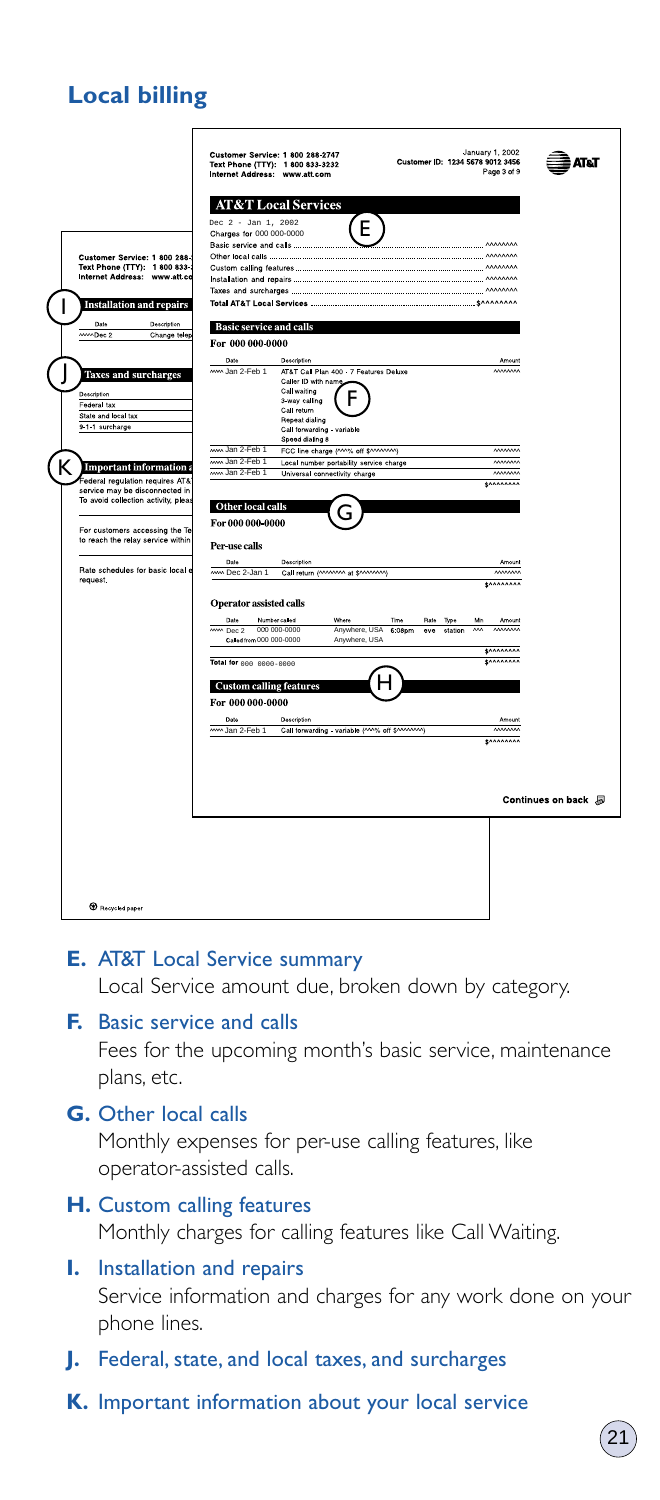## Local billing

Customer Service: 1 800 288-2747
Text Phone (TTY): 1 800 833-3232
Internet Address: www.att.com

Customer ID: 1234 5678 9012 3456

January 1, 2002
Page 3 of 9

**AT&T Local Services**

Dec 2 - Jan 1, 2002
Charges for 000 000-0000

(E)

Basic service and calls ............ ^^^^^^^
Other local calls ............ ^^^^^^^
Custom calling features ............ ^^^^^^^
Installation and repairs ............ ^^^^^^^
Taxes and surcharges ............ ^^^^^^^
Total AT&T Local Services ............ $^^^^^^^^

**Basic service and calls**

For 000 000-0000

| Date | Description | Amount |
|---|---|---|
| ^^^^ Jan 2-Feb 1 | AT&T Call Plan 400 - 7 Features Deluxe<br>Caller ID with name<br>Call waiting<br>3-way calling<br>Call return<br>Repeat dialing<br>Call forwarding - variable<br>Speed dialing 8 | ^^^^^^^ |
| ^^^^ Jan 2-Feb 1 | FCC line charge (^^^% off $^^^^^^^) | ^^^^^^^ |
| ^^^^ Jan 2-Feb 1 | Local number portability service charge | ^^^^^^^ |
| ^^^^ Jan 2-Feb 1 | Universal connectivity charge | ^^^^^^^ |
| | | $^^^^^^^^ |

(F)

**Other local calls**

(G)

For 000 000-0000

**Per-use calls**

| Date | Description | Amount |
|---|---|---|
| ^^^^ Dec 2-Jan 1 | Call return (^^^^^^^ at $^^^^^^^) | ^^^^^^^ |
| | | $^^^^^^^^ |

**Operator assisted calls**

| Date | Number called | Where | Time | Rate | Type | Min | Amount |
|---|---|---|---|---|---|---|---|
| ^^^^ Dec 2 | 000 000-0000<br>Called from 000 000-0000 | Anywhere, USA<br>Anywhere, USA | 6:38pm | eve | station | ^^^ | ^^^^^^^ |
| | | | | | | | $^^^^^^^^ |

Total for 000 0000-0000 ............ $^^^^^^^^

**Custom calling features**

(H)

For 000 000-0000

| Date | Description | Amount |
|---|---|---|
| ^^^^ Jan 2-Feb 1 | Call forwarding - variable (^^^% off $^^^^^^^) | ^^^^^^^ |
| | | $^^^^^^^^ |

Continues on back

---

Customer Service: 1 800 288-
Text Phone (TTY): 1 800 833-
Internet Address: www.att.co

(I) **Installation and repairs**

| Date | Description |
|---|---|
| ^^^^Dec 2 | Change telep |

(J) **Taxes and surcharges**

Description
Federal tax
State and local tax
9-1-1 surcharge

(K) **Important information a**

Federal regulation requires AT&
service may be disconnected in
To avoid collection activity, plea

For customers accessing the Te
to reach the relay service within

Rate schedules for basic local s
request.

Recycled paper

---

**E.** AT&T Local Service summary
Local Service amount due, broken down by category.

**F.** Basic service and calls
Fees for the upcoming month's basic service, maintenance plans, etc.

**G.** Other local calls
Monthly expenses for per-use calling features, like operator-assisted calls.

**H.** Custom calling features
Monthly charges for calling features like Call Waiting.

**I.** Installation and repairs
Service information and charges for any work done on your phone lines.

**J.** Federal, state, and local taxes, and surcharges

**K.** Important information about your local service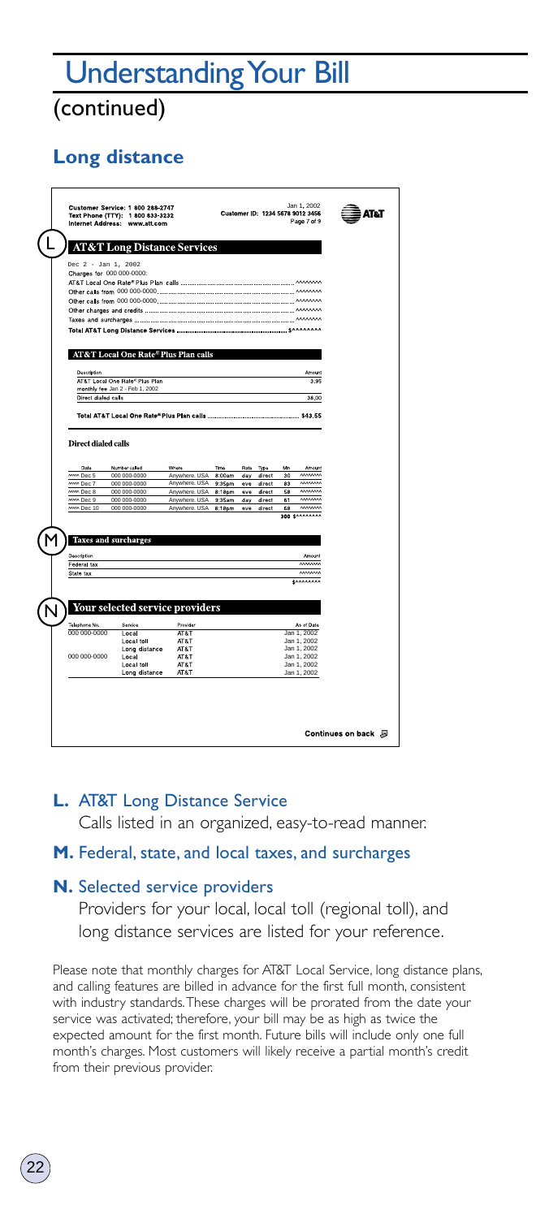# Understanding Your Bill

## (continued)

### Long distance

Customer Service: 1 800 288-2747
Text Phone (TTY): 1 800 833-3232
Internet Address: www.att.com

Customer ID: 1234 5678 9012 3456

Jan 1, 2002
Page 7 of 9

AT&T

**L** **AT&T Long Distance Services**

Dec 2 - Jan 1, 2002
Charges for 000 000-0000:

| | |
|---|---|
| AT&T Local One Rate® Plus Plan calls | ^^^^^^^^ |
| Other calls from 000 000-0000 | ^^^^^^^^ |
| Other calls from 000 000-0000 | ^^^^^^^^ |
| Other charges and credits | ^^^^^^^^ |
| Taxes and surcharges | ^^^^^^^^ |
| **Total AT&T Long Distance Services** | **$^^^^^^^^** |

**AT&T Local One Rate® Plus Plan calls**

| Description | Amount |
|---|---|
| AT&T Local One Rate® Plus Plan monthly fee Jan 2 - Feb 1, 2002 | 3.95 |
| Direct dialed calls | 38.00 |
| **Total AT&T Local One Rate® Plus Plan calls** | **$43.55** |

**Direct dialed calls**

| Date | Number called | Where | Time | Rate | Type | Min | Amount |
|---|---|---|---|---|---|---|---|
| ^^^^ Dec 5 | 000 000-0000 | Anywhere, USA | 8:00am | day | direct | 30 | ^^^^^^^^ |
| ^^^^ Dec 7 | 000 000-0000 | Anywhere, USA | 9:35pm | eve | direct | 83 | ^^^^^^^^ |
| ^^^^ Dec 8 | 000 000-0000 | Anywhere, USA | 8:18pm | eve | direct | 58 | ^^^^^^^^ |
| ^^^^ Dec 9 | 000 000-0000 | Anywhere, USA | 9:35am | day | direct | 61 | ^^^^^^^^ |
| ^^^^ Dec 10 | 000 000-0000 | Anywhere, USA | 8:18pm | eve | direct | 68 | ^^^^^^^^ |
| | | | | | | 300 | $^^^^^^^^ |

**M** **Taxes and surcharges**

| Description | Amount |
|---|---|
| Federal tax | ^^^^^^^^ |
| State tax | ^^^^^^^^ |
| | $^^^^^^^^ |

**N** **Your selected service providers**

| Telephone No. | Service | Provider | As of Date |
|---|---|---|---|
| 000 000-0000 | Local | AT&T | Jan 1, 2002 |
| | Local toll | AT&T | Jan 1, 2002 |
| | Long distance | AT&T | Jan 1, 2002 |
| 000 000-0000 | Local | AT&T | Jan 1, 2002 |
| | Local toll | AT&T | Jan 1, 2002 |
| | Long distance | AT&T | Jan 1, 2002 |

Continues on back

**L.** AT&T Long Distance Service
Calls listed in an organized, easy-to-read manner.

**M.** Federal, state, and local taxes, and surcharges

**N.** Selected service providers
Providers for your local, local toll (regional toll), and long distance services are listed for your reference.

Please note that monthly charges for AT&T Local Service, long distance plans, and calling features are billed in advance for the first full month, consistent with industry standards. These charges will be prorated from the date your service was activated; therefore, your bill may be as high as twice the expected amount for the first month. Future bills will include only one full month's charges. Most customers will likely receive a partial month's credit from their previous provider.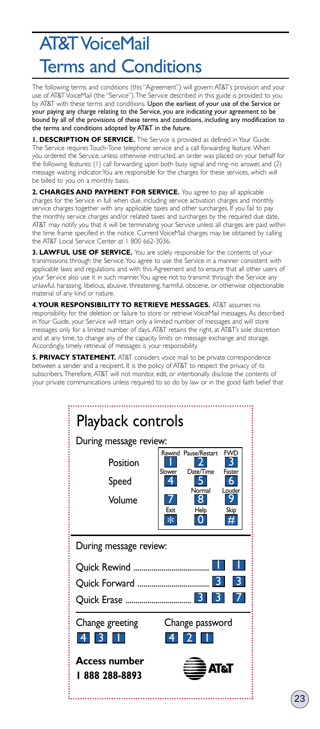# AT&T VoiceMail
# Terms and Conditions

The following terms and conditions (this "Agreement") will govern AT&T's provision and your use of AT&T VoiceMail (the "Service"). The Service described in this guide is provided to you by AT&T with these terms and conditions. **Upon the earliest of your use of the Service or your paying any charge relating to the Service, you are indicating your agreement to be bound by all of the provisions of these terms and conditions, including any modification to the terms and conditions adopted by AT&T in the future.**

**1. DESCRIPTION OF SERVICE.** The Service is provided as defined in Your Guide. The Service requires Touch-Tone telephone service and a call forwarding feature. When you ordered the Service, unless otherwise instructed, an order was placed on your behalf for the following features: (1) call forwarding upon both busy signal and ring–no answer, and (2) message waiting indicator. You are responsible for the charges for these services, which will be billed to you on a monthly basis.

**2. CHARGES AND PAYMENT FOR SERVICE.** You agree to pay all applicable charges for the Service in full when due, including service activation charges and monthly service charges together with any applicable taxes and other surcharges. If you fail to pay the monthly service charges and/or related taxes and surcharges by the required due date, AT&T may notify you that it will be terminating your Service unless all charges are paid within the time frame specified in the notice. Current VoiceMail charges may be obtained by calling the AT&T Local Service Center at 1 800 662-3036.

**3. LAWFUL USE OF SERVICE.** You are solely responsible for the contents of your transmissions through the Service. You agree to use the Service in a manner consistent with applicable laws and regulations and with this Agreement and to ensure that all other users of your Service also use it in such manner. You agree not to transmit through the Service any unlawful, harassing, libelous, abusive, threatening, harmful, obscene, or otherwise objectionable material of any kind or nature.

**4. YOUR RESPONSIBILITY TO RETRIEVE MESSAGES.** AT&T assumes no responsibility for the deletion or failure to store or retrieve VoiceMail messages. As described in Your Guide, your Service will retain only a limited number of messages and will store messages only for a limited number of days. AT&T retains the right, at AT&T's sole discretion and at any time, to change any of the capacity limits on message exchange and storage. Accordingly, timely retrieval of messages is your responsibility.

**5. PRIVACY STATEMENT.** AT&T considers voice mail to be private correspondence between a sender and a recipient. It is the policy of AT&T to respect the privacy of its subscribers. Therefore, AT&T will not monitor, edit, or intentionally disclose the contents of your private communications unless required to so do by law or in the good faith belief that

## Playback controls

During message review:

| | | | |
|---|---|---|---|
| Position | Rewind 1 | Pause/Restart 2 | FWD 3 |
| Speed | Slower 4 | Date/Time 5 | Faster 6 |
| Volume | 7 | Normal 8 | Louder 9 |
| | Exit * | Help 0 | Skip # |

During message review:

- Quick Rewind ........................ 1 1
- Quick Forward ........................ 3 3
- Quick Erase ........................ 3 3 7

Change greeting: 4 3 1

Change password: 4 2 1

**Access number**
**1 888 288-8893**

AT&T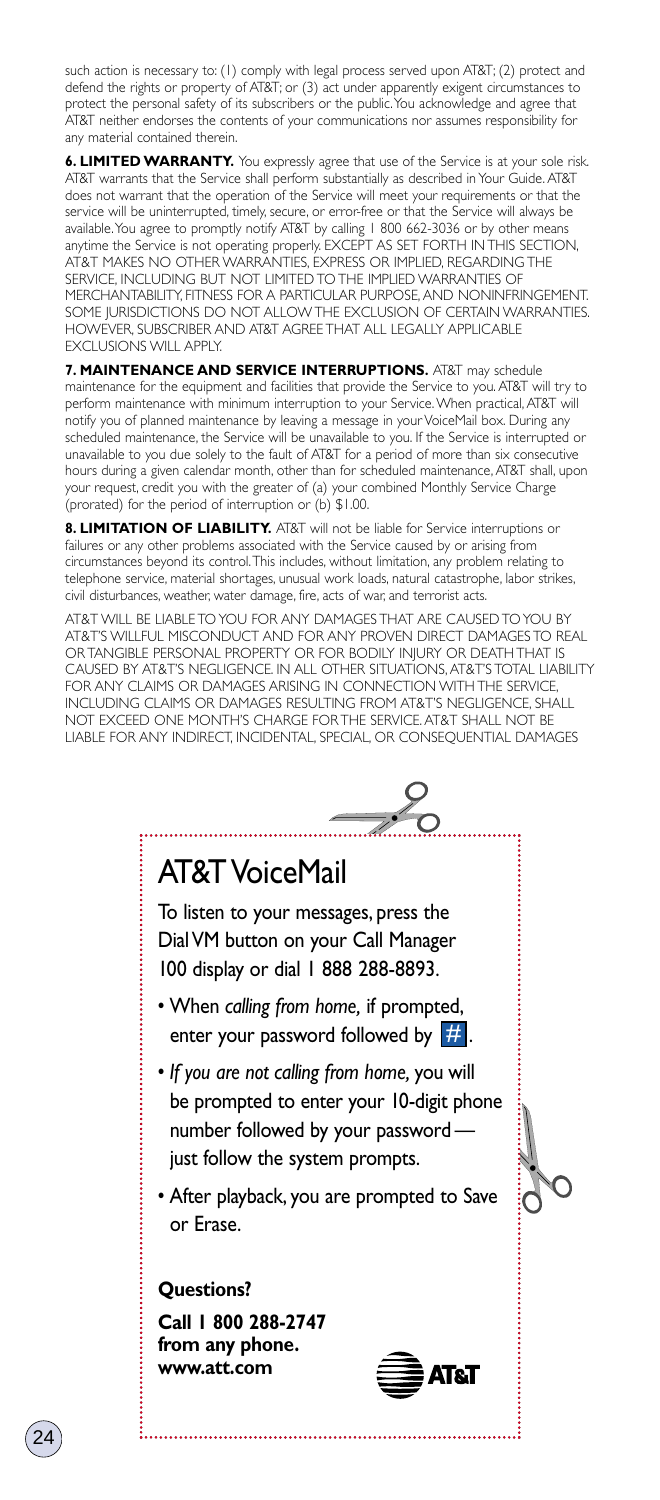such action is necessary to: (1) comply with legal process served upon AT&T; (2) protect and defend the rights or property of AT&T; or (3) act under apparently exigent circumstances to protect the personal safety of its subscribers or the public. You acknowledge and agree that AT&T neither endorses the contents of your communications nor assumes responsibility for any material contained therein.

**6. LIMITED WARRANTY.** You expressly agree that use of the Service is at your sole risk. AT&T warrants that the Service shall perform substantially as described in Your Guide. AT&T does not warrant that the operation of the Service will meet your requirements or that the service will be uninterrupted, timely, secure, or error-free or that the Service will always be available. You agree to promptly notify AT&T by calling 1 800 662-3036 or by other means anytime the Service is not operating properly. EXCEPT AS SET FORTH IN THIS SECTION, AT&T MAKES NO OTHER WARRANTIES, EXPRESS OR IMPLIED, REGARDING THE SERVICE, INCLUDING BUT NOT LIMITED TO THE IMPLIED WARRANTIES OF MERCHANTABILITY, FITNESS FOR A PARTICULAR PURPOSE, AND NONINFRINGEMENT. SOME JURISDICTIONS DO NOT ALLOW THE EXCLUSION OF CERTAIN WARRANTIES. HOWEVER, SUBSCRIBER AND AT&T AGREE THAT ALL LEGALLY APPLICABLE EXCLUSIONS WILL APPLY.

**7. MAINTENANCE AND SERVICE INTERRUPTIONS.** AT&T may schedule maintenance for the equipment and facilities that provide the Service to you. AT&T will try to perform maintenance with minimum interruption to your Service. When practical, AT&T will notify you of planned maintenance by leaving a message in your VoiceMail box. During any scheduled maintenance, the Service will be unavailable to you. If the Service is interrupted or unavailable to you due solely to the fault of AT&T for a period of more than six consecutive hours during a given calendar month, other than for scheduled maintenance, AT&T shall, upon your request, credit you with the greater of (a) your combined Monthly Service Charge (prorated) for the period of interruption or (b) $1.00.

**8. LIMITATION OF LIABILITY.** AT&T will not be liable for Service interruptions or failures or any other problems associated with the Service caused by or arising from circumstances beyond its control. This includes, without limitation, any problem relating to telephone service, material shortages, unusual work loads, natural catastrophe, labor strikes, civil disturbances, weather, water damage, fire, acts of war, and terrorist acts.

AT&T WILL BE LIABLE TO YOU FOR ANY DAMAGES THAT ARE CAUSED TO YOU BY AT&T'S WILLFUL MISCONDUCT AND FOR ANY PROVEN DIRECT DAMAGES TO REAL OR TANGIBLE PERSONAL PROPERTY OR FOR BODILY INJURY OR DEATH THAT IS CAUSED BY AT&T'S NEGLIGENCE. IN ALL OTHER SITUATIONS, AT&T'S TOTAL LIABILITY FOR ANY CLAIMS OR DAMAGES ARISING IN CONNECTION WITH THE SERVICE, INCLUDING CLAIMS OR DAMAGES RESULTING FROM AT&T'S NEGLIGENCE, SHALL NOT EXCEED ONE MONTH'S CHARGE FOR THE SERVICE. AT&T SHALL NOT BE LIABLE FOR ANY INDIRECT, INCIDENTAL, SPECIAL, OR CONSEQUENTIAL DAMAGES

## AT&T VoiceMail

To listen to your messages, press the Dial VM button on your Call Manager 100 display or dial 1 888 288-8893.

- When *calling from home,* if prompted, enter your password followed by #.
- *If you are not calling from home,* you will be prompted to enter your 10-digit phone number followed by your password — just follow the system prompts.
- After playback, you are prompted to Save or Erase.

**Questions?**

**Call 1 800 288-2747 from any phone.**
**www.att.com**

AT&T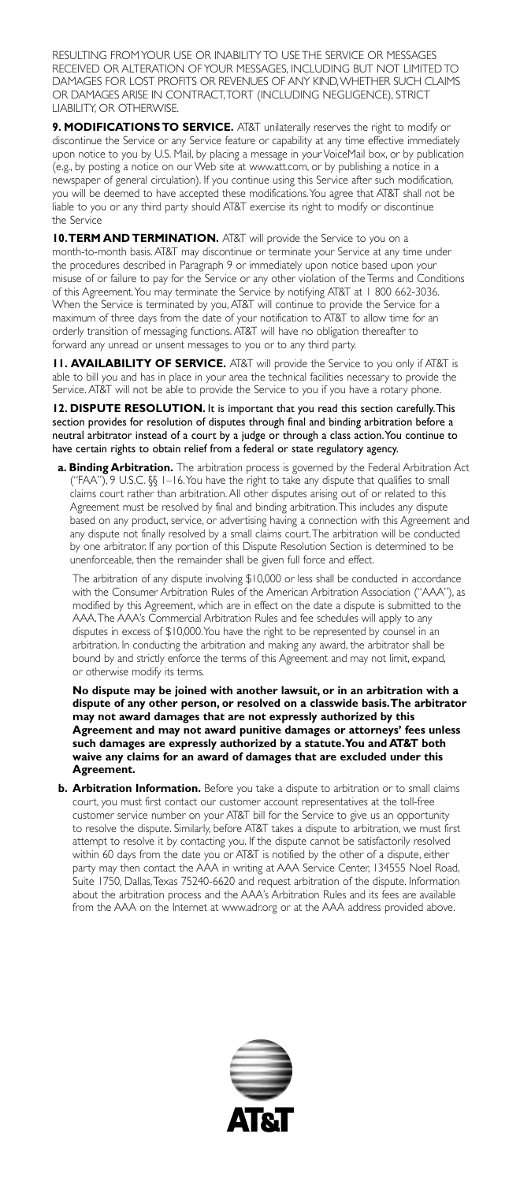RESULTING FROM YOUR USE OR INABILITY TO USE THE SERVICE OR MESSAGES RECEIVED OR ALTERATION OF YOUR MESSAGES, INCLUDING BUT NOT LIMITED TO DAMAGES FOR LOST PROFITS OR REVENUES OF ANY KIND, WHETHER SUCH CLAIMS OR DAMAGES ARISE IN CONTRACT, TORT (INCLUDING NEGLIGENCE), STRICT LIABILITY, OR OTHERWISE.

**9. MODIFICATIONS TO SERVICE.** AT&T unilaterally reserves the right to modify or discontinue the Service or any Service feature or capability at any time effective immediately upon notice to you by U.S. Mail, by placing a message in your VoiceMail box, or by publication (e.g., by posting a notice on our Web site at www.att.com, or by publishing a notice in a newspaper of general circulation). If you continue using this Service after such modification, you will be deemed to have accepted these modifications. You agree that AT&T shall not be liable to you or any third party should AT&T exercise its right to modify or discontinue the Service

**10. TERM AND TERMINATION.** AT&T will provide the Service to you on a month-to-month basis. AT&T may discontinue or terminate your Service at any time under the procedures described in Paragraph 9 or immediately upon notice based upon your misuse of or failure to pay for the Service or any other violation of the Terms and Conditions of this Agreement. You may terminate the Service by notifying AT&T at 1 800 662-3036. When the Service is terminated by you, AT&T will continue to provide the Service for a maximum of three days from the date of your notification to AT&T to allow time for an orderly transition of messaging functions. AT&T will have no obligation thereafter to forward any unread or unsent messages to you or to any third party.

**11. AVAILABILITY OF SERVICE.** AT&T will provide the Service to you only if AT&T is able to bill you and has in place in your area the technical facilities necessary to provide the Service. AT&T will not be able to provide the Service to you if you have a rotary phone.

**12. DISPUTE RESOLUTION.** It is important that you read this section carefully. This section provides for resolution of disputes through final and binding arbitration before a neutral arbitrator instead of a court by a judge or through a class action. You continue to have certain rights to obtain relief from a federal or state regulatory agency.

**a. Binding Arbitration.** The arbitration process is governed by the Federal Arbitration Act ("FAA"), 9 U.S.C. §§ 1–16. You have the right to take any dispute that qualifies to small claims court rather than arbitration. All other disputes arising out of or related to this Agreement must be resolved by final and binding arbitration. This includes any dispute based on any product, service, or advertising having a connection with this Agreement and any dispute not finally resolved by a small claims court. The arbitration will be conducted by one arbitrator. If any portion of this Dispute Resolution Section is determined to be unenforceable, then the remainder shall be given full force and effect.

The arbitration of any dispute involving $10,000 or less shall be conducted in accordance with the Consumer Arbitration Rules of the American Arbitration Association ("AAA"), as modified by this Agreement, which are in effect on the date a dispute is submitted to the AAA. The AAA's Commercial Arbitration Rules and fee schedules will apply to any disputes in excess of $10,000. You have the right to be represented by counsel in an arbitration. In conducting the arbitration and making any award, the arbitrator shall be bound by and strictly enforce the terms of this Agreement and may not limit, expand, or otherwise modify its terms.

**No dispute may be joined with another lawsuit, or in an arbitration with a dispute of any other person, or resolved on a classwide basis. The arbitrator may not award damages that are not expressly authorized by this Agreement and may not award punitive damages or attorneys' fees unless such damages are expressly authorized by a statute. You and AT&T both waive any claims for an award of damages that are excluded under this Agreement.**

**b. Arbitration Information.** Before you take a dispute to arbitration or to small claims court, you must first contact our customer account representatives at the toll-free customer service number on your AT&T bill for the Service to give us an opportunity to resolve the dispute. Similarly, before AT&T takes a dispute to arbitration, we must first attempt to resolve it by contacting you. If the dispute cannot be satisfactorily resolved within 60 days from the date you or AT&T is notified by the other of a dispute, either party may then contact the AAA in writing at AAA Service Center, 134555 Noel Road, Suite 1750, Dallas, Texas 75240-6620 and request arbitration of the dispute. Information about the arbitration process and the AAA's Arbitration Rules and its fees are available from the AAA on the Internet at www.adr.org or at the AAA address provided above.

AT&T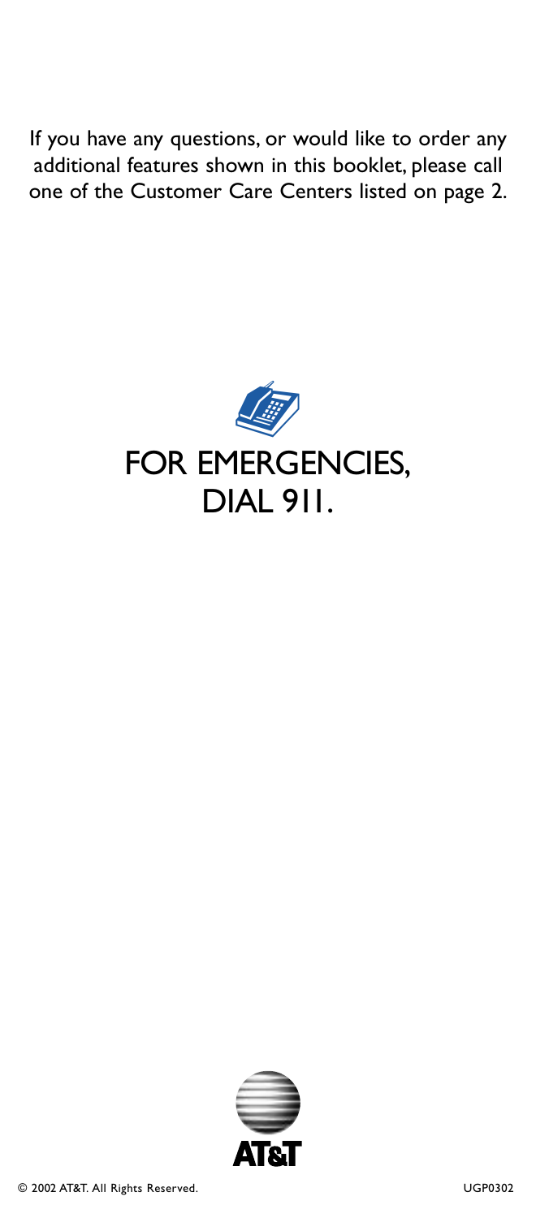If you have any questions, or would like to order any additional features shown in this booklet, please call one of the Customer Care Centers listed on page 2.

# FOR EMERGENCIES, DIAL 911.

AT&T

© 2002 AT&T. All Rights Reserved.

UGP0302